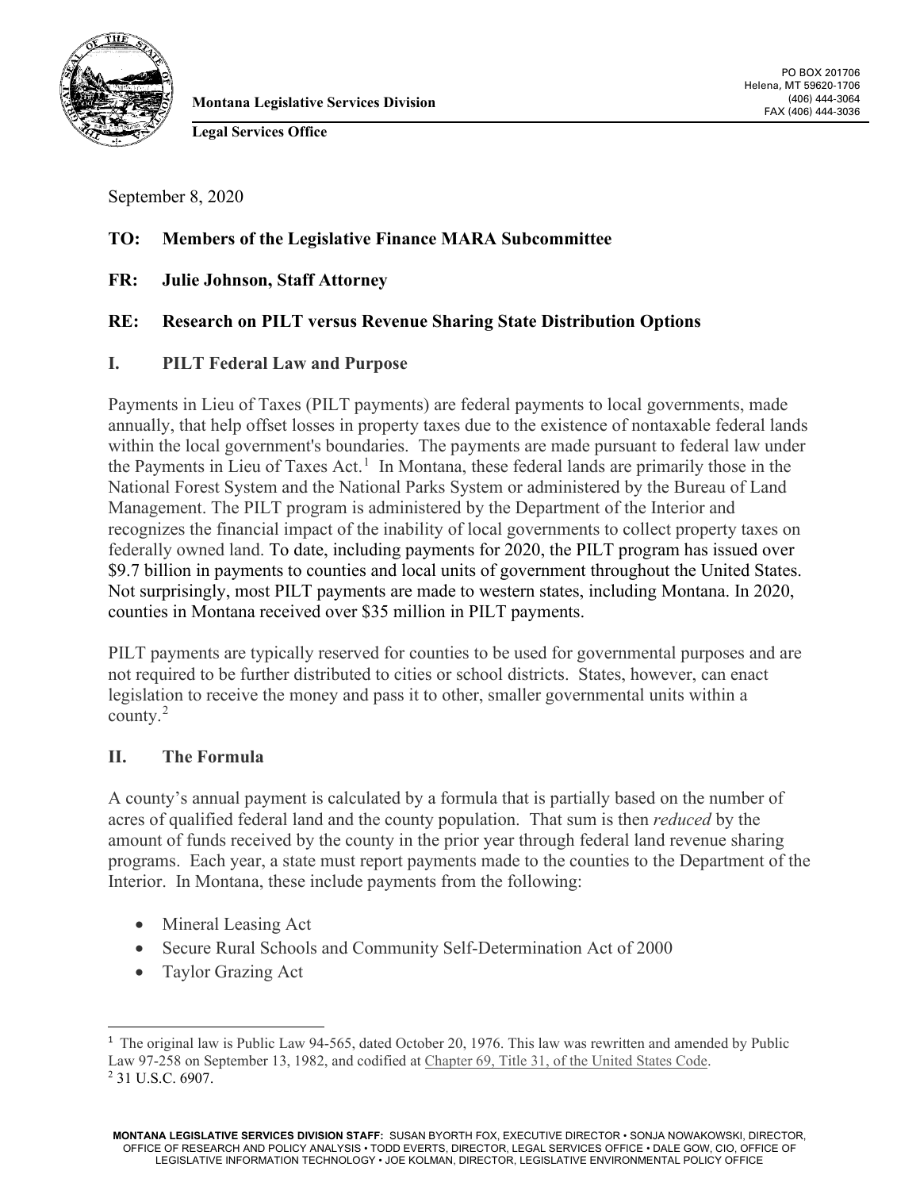Montana Legislative Services Division

Legal Services Office

PO BOX 201706
Helena, MT 59620-1706
(406) 444-3064
FAX (406) 444-3036

September 8, 2020

**TO: Members of the Legislative Finance MARA Subcommittee**

**FR: Julie Johnson, Staff Attorney**

**RE: Research on PILT versus Revenue Sharing State Distribution Options**

## I. PILT Federal Law and Purpose

Payments in Lieu of Taxes (PILT payments) are federal payments to local governments, made annually, that help offset losses in property taxes due to the existence of nontaxable federal lands within the local government's boundaries. The payments are made pursuant to federal law under the Payments in Lieu of Taxes Act.[1] In Montana, these federal lands are primarily those in the National Forest System and the National Parks System or administered by the Bureau of Land Management. The PILT program is administered by the Department of the Interior and recognizes the financial impact of the inability of local governments to collect property taxes on federally owned land. To date, including payments for 2020, the PILT program has issued over $9.7 billion in payments to counties and local units of government throughout the United States. Not surprisingly, most PILT payments are made to western states, including Montana. In 2020, counties in Montana received over $35 million in PILT payments.

PILT payments are typically reserved for counties to be used for governmental purposes and are not required to be further distributed to cities or school districts. States, however, can enact legislation to receive the money and pass it to other, smaller governmental units within a county.[2]

## II. The Formula

A county's annual payment is calculated by a formula that is partially based on the number of acres of qualified federal land and the county population. That sum is then *reduced* by the amount of funds received by the county in the prior year through federal land revenue sharing programs. Each year, a state must report payments made to the counties to the Department of the Interior. In Montana, these include payments from the following:

- Mineral Leasing Act
- Secure Rural Schools and Community Self-Determination Act of 2000
- Taylor Grazing Act

---

[1] The original law is Public Law 94-565, dated October 20, 1976. This law was rewritten and amended by Public Law 97-258 on September 13, 1982, and codified at Chapter 69, Title 31, of the United States Code.

[2] 31 U.S.C. 6907.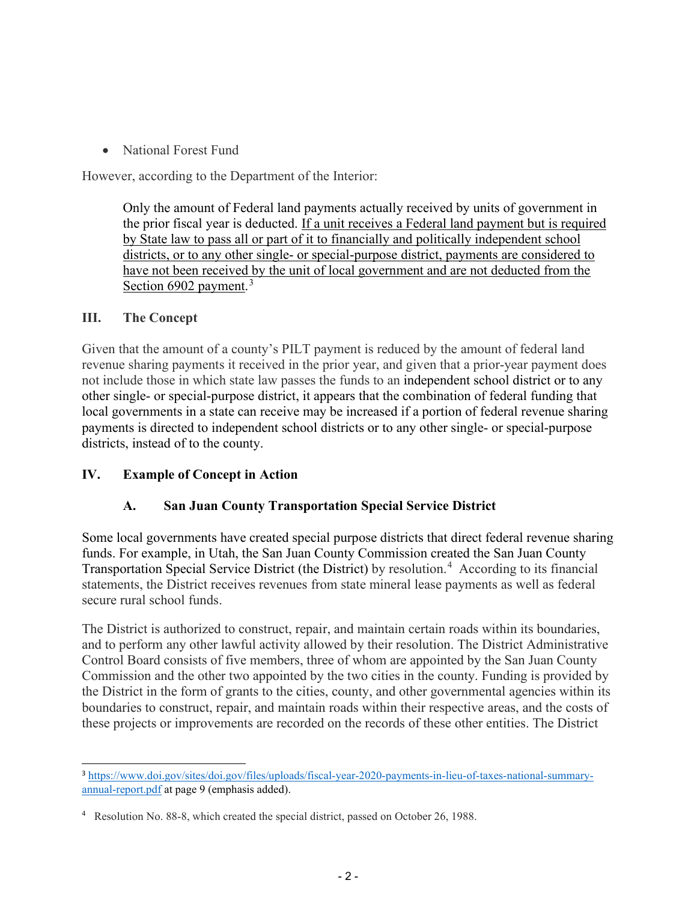- National Forest Fund

However, according to the Department of the Interior:

> Only the amount of Federal land payments actually received by units of government in the prior fiscal year is deducted. <u>If a unit receives a Federal land payment but is required by State law to pass all or part of it to financially and politically independent school districts, or to any other single- or special-purpose district, payments are considered to have not been received by the unit of local government and are not deducted from the Section 6902 payment.</u>[3]

## III. The Concept

Given that the amount of a county's PILT payment is reduced by the amount of federal land revenue sharing payments it received in the prior year, and given that a prior-year payment does not include those in which state law passes the funds to an independent school district or to any other single- or special-purpose district, it appears that the combination of federal funding that local governments in a state can receive may be increased if a portion of federal revenue sharing payments is directed to independent school districts or to any other single- or special-purpose districts, instead of to the county.

## IV. Example of Concept in Action

### A. San Juan County Transportation Special Service District

Some local governments have created special purpose districts that direct federal revenue sharing funds. For example, in Utah, the San Juan County Commission created the San Juan County Transportation Special Service District (the District) by resolution.[4] According to its financial statements, the District receives revenues from state mineral lease payments as well as federal secure rural school funds.

The District is authorized to construct, repair, and maintain certain roads within its boundaries, and to perform any other lawful activity allowed by their resolution. The District Administrative Control Board consists of five members, three of whom are appointed by the San Juan County Commission and the other two appointed by the two cities in the county. Funding is provided by the District in the form of grants to the cities, county, and other governmental agencies within its boundaries to construct, repair, and maintain roads within their respective areas, and the costs of these projects or improvements are recorded on the records of these other entities. The District

---

[3] https://www.doi.gov/sites/doi.gov/files/uploads/fiscal-year-2020-payments-in-lieu-of-taxes-national-summary-annual-report.pdf at page 9 (emphasis added).

[4] Resolution No. 88-8, which created the special district, passed on October 26, 1988.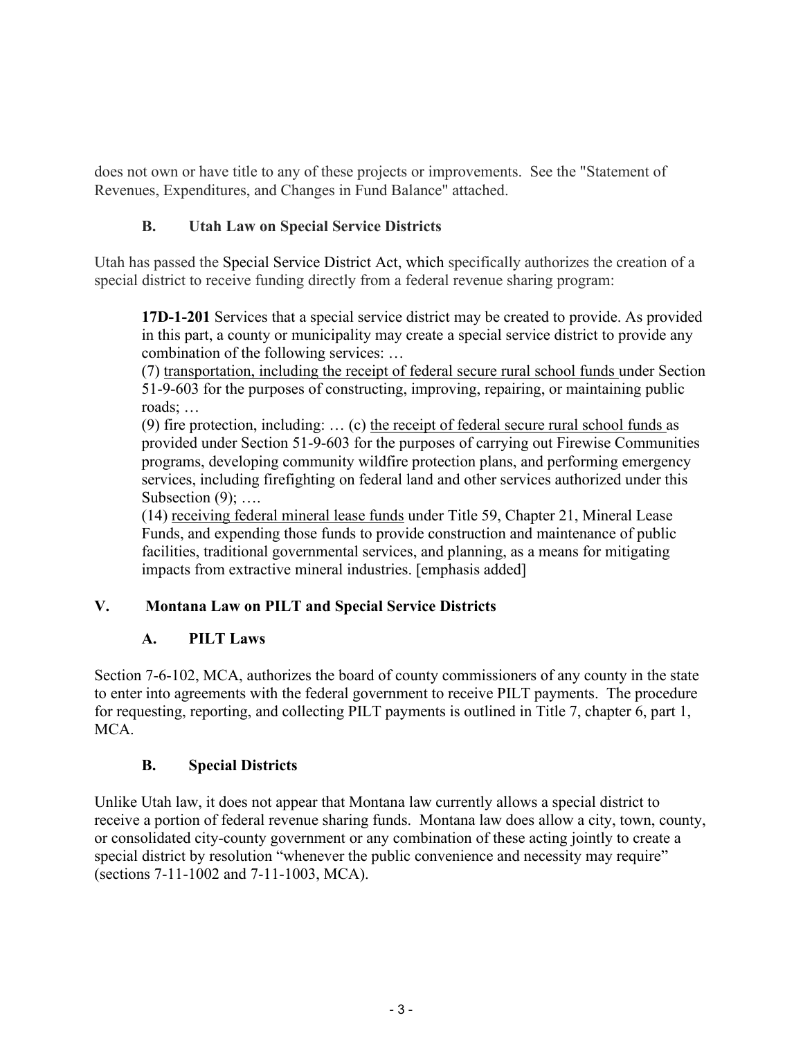does not own or have title to any of these projects or improvements. See the "Statement of Revenues, Expenditures, and Changes in Fund Balance" attached.

### B. Utah Law on Special Service Districts

Utah has passed the Special Service District Act, which specifically authorizes the creation of a special district to receive funding directly from a federal revenue sharing program:

> **17D-1-201** Services that a special service district may be created to provide. As provided in this part, a county or municipality may create a special service district to provide any combination of the following services: …
>
> (7) <u>transportation, including the receipt of federal secure rural school funds</u> under Section 51-9-603 for the purposes of constructing, improving, repairing, or maintaining public roads; …
>
> (9) fire protection, including: … (c) <u>the receipt of federal secure rural school funds</u> as provided under Section 51-9-603 for the purposes of carrying out Firewise Communities programs, developing community wildfire protection plans, and performing emergency services, including firefighting on federal land and other services authorized under this Subsection (9); ….
>
> (14) <u>receiving federal mineral lease funds</u> under Title 59, Chapter 21, Mineral Lease Funds, and expending those funds to provide construction and maintenance of public facilities, traditional governmental services, and planning, as a means for mitigating impacts from extractive mineral industries. [emphasis added]

## V. Montana Law on PILT and Special Service Districts

### A. PILT Laws

Section 7-6-102, MCA, authorizes the board of county commissioners of any county in the state to enter into agreements with the federal government to receive PILT payments. The procedure for requesting, reporting, and collecting PILT payments is outlined in Title 7, chapter 6, part 1, MCA.

### B. Special Districts

Unlike Utah law, it does not appear that Montana law currently allows a special district to receive a portion of federal revenue sharing funds. Montana law does allow a city, town, county, or consolidated city-county government or any combination of these acting jointly to create a special district by resolution "whenever the public convenience and necessity may require" (sections 7-11-1002 and 7-11-1003, MCA).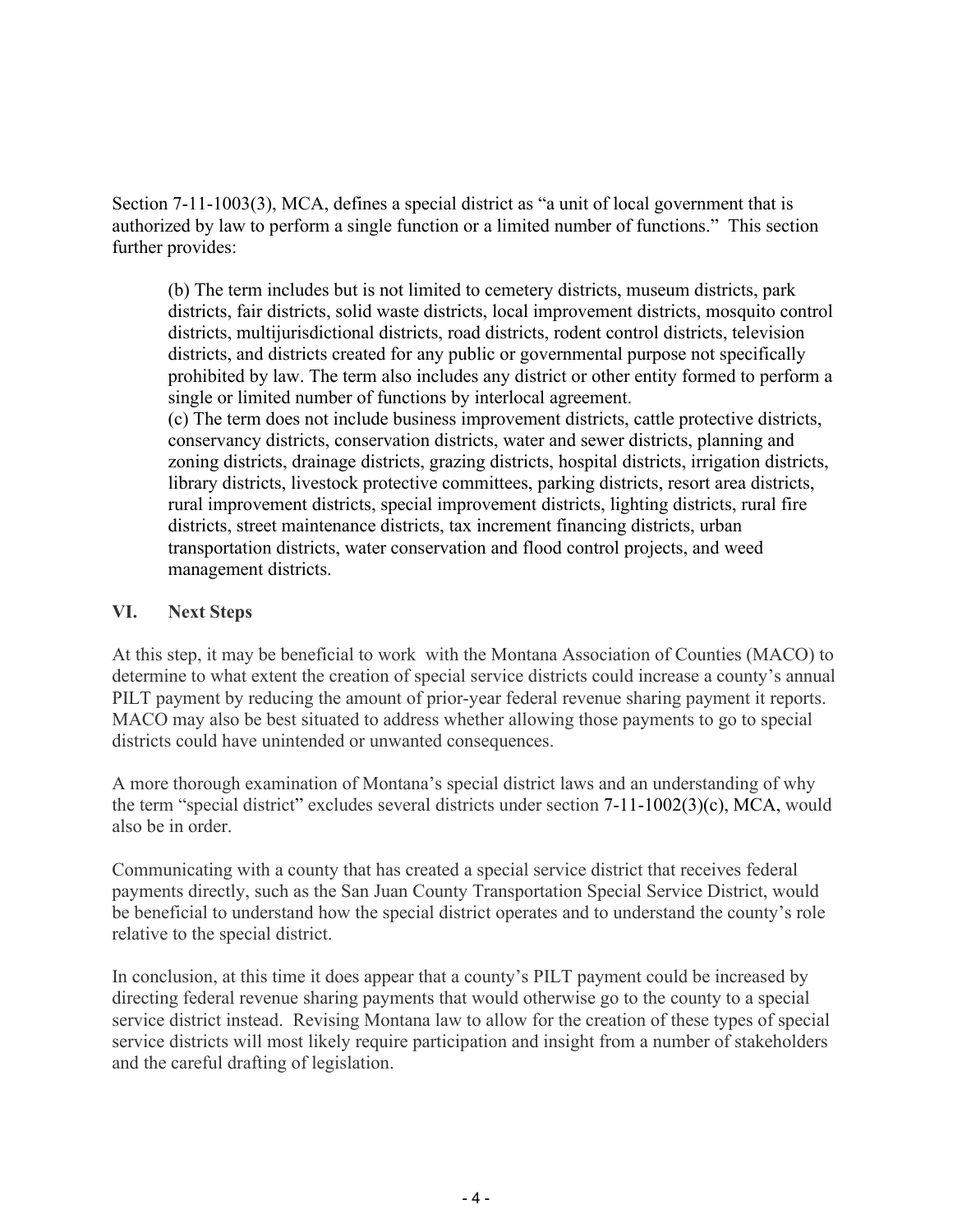Section 7-11-1003(3), MCA, defines a special district as "a unit of local government that is authorized by law to perform a single function or a limited number of functions." This section further provides:

> (b) The term includes but is not limited to cemetery districts, museum districts, park districts, fair districts, solid waste districts, local improvement districts, mosquito control districts, multijurisdictional districts, road districts, rodent control districts, television districts, and districts created for any public or governmental purpose not specifically prohibited by law. The term also includes any district or other entity formed to perform a single or limited number of functions by interlocal agreement.
> (c) The term does not include business improvement districts, cattle protective districts, conservancy districts, conservation districts, water and sewer districts, planning and zoning districts, drainage districts, grazing districts, hospital districts, irrigation districts, library districts, livestock protective committees, parking districts, resort area districts, rural improvement districts, special improvement districts, lighting districts, rural fire districts, street maintenance districts, tax increment financing districts, urban transportation districts, water conservation and flood control projects, and weed management districts.

## VI. Next Steps

At this step, it may be beneficial to work with the Montana Association of Counties (MACO) to determine to what extent the creation of special service districts could increase a county's annual PILT payment by reducing the amount of prior-year federal revenue sharing payment it reports. MACO may also be best situated to address whether allowing those payments to go to special districts could have unintended or unwanted consequences.

A more thorough examination of Montana's special district laws and an understanding of why the term "special district" excludes several districts under section 7-11-1002(3)(c), MCA, would also be in order.

Communicating with a county that has created a special service district that receives federal payments directly, such as the San Juan County Transportation Special Service District, would be beneficial to understand how the special district operates and to understand the county's role relative to the special district.

In conclusion, at this time it does appear that a county's PILT payment could be increased by directing federal revenue sharing payments that would otherwise go to the county to a special service district instead. Revising Montana law to allow for the creation of these types of special service districts will most likely require participation and insight from a number of stakeholders and the careful drafting of legislation.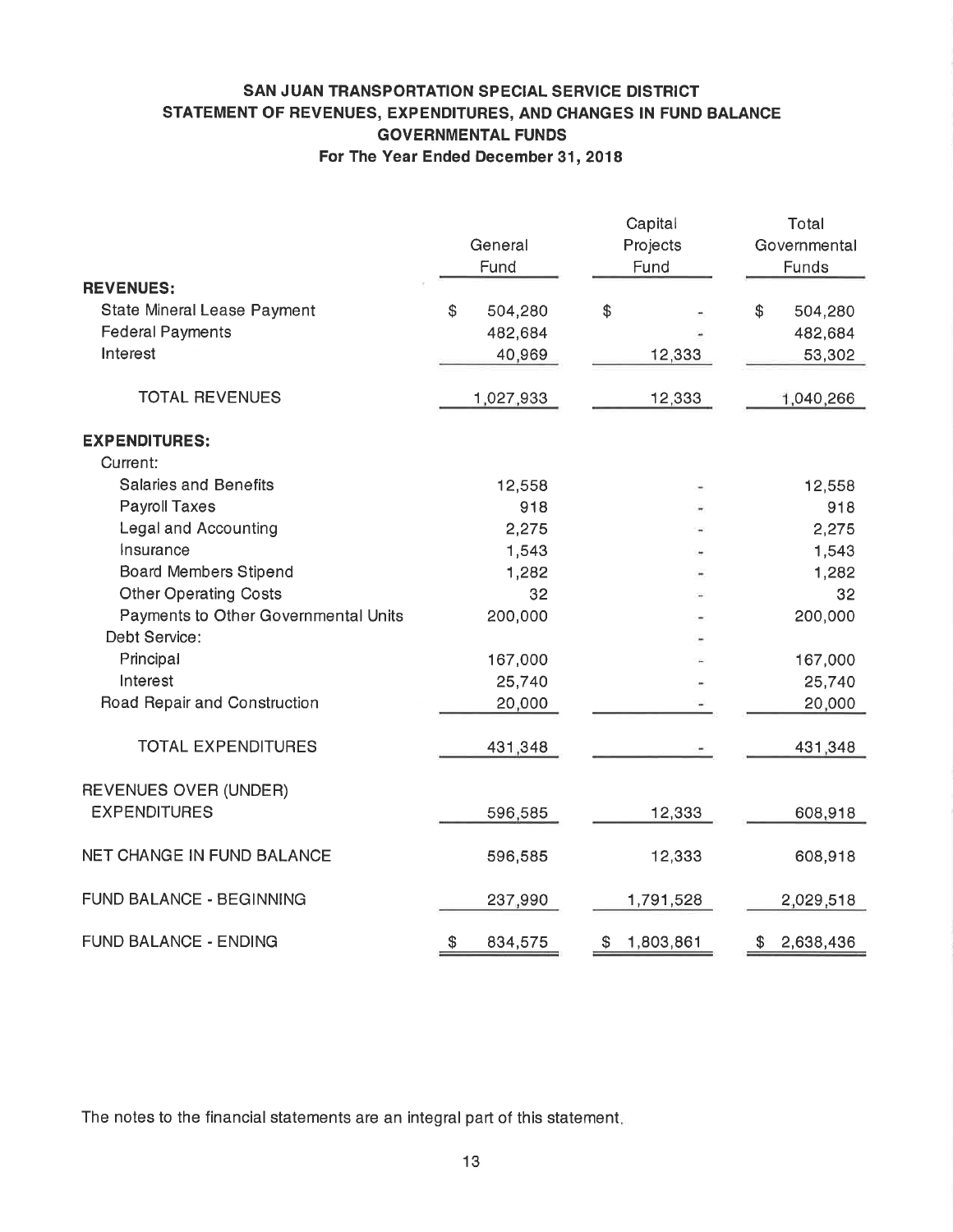# SAN JUAN TRANSPORTATION SPECIAL SERVICE DISTRICT
## STATEMENT OF REVENUES, EXPENDITURES, AND CHANGES IN FUND BALANCE
## GOVERNMENTAL FUNDS
### For The Year Ended December 31, 2018

| | General Fund | Capital Projects Fund | Total Governmental Funds |
|---|---|---|---|
| **REVENUES:** | | | |
| State Mineral Lease Payment | $ 504,280 | $ - | $ 504,280 |
| Federal Payments | 482,684 | - | 482,684 |
| Interest | 40,969 | 12,333 | 53,302 |
| TOTAL REVENUES | 1,027,933 | 12,333 | 1,040,266 |
| **EXPENDITURES:** | | | |
| Current: | | | |
| Salaries and Benefits | 12,558 | - | 12,558 |
| Payroll Taxes | 918 | - | 918 |
| Legal and Accounting | 2,275 | - | 2,275 |
| Insurance | 1,543 | - | 1,543 |
| Board Members Stipend | 1,282 | - | 1,282 |
| Other Operating Costs | 32 | - | 32 |
| Payments to Other Governmental Units | 200,000 | - | 200,000 |
| Debt Service: | | - | |
| Principal | 167,000 | - | 167,000 |
| Interest | 25,740 | - | 25,740 |
| Road Repair and Construction | 20,000 | - | 20,000 |
| TOTAL EXPENDITURES | 431,348 | - | 431,348 |
| REVENUES OVER (UNDER) EXPENDITURES | 596,585 | 12,333 | 608,918 |
| NET CHANGE IN FUND BALANCE | 596,585 | 12,333 | 608,918 |
| FUND BALANCE - BEGINNING | 237,990 | 1,791,528 | 2,029,518 |
| FUND BALANCE - ENDING | $ 834,575 | $ 1,803,861 | $ 2,638,436 |

The notes to the financial statements are an integral part of this statement.